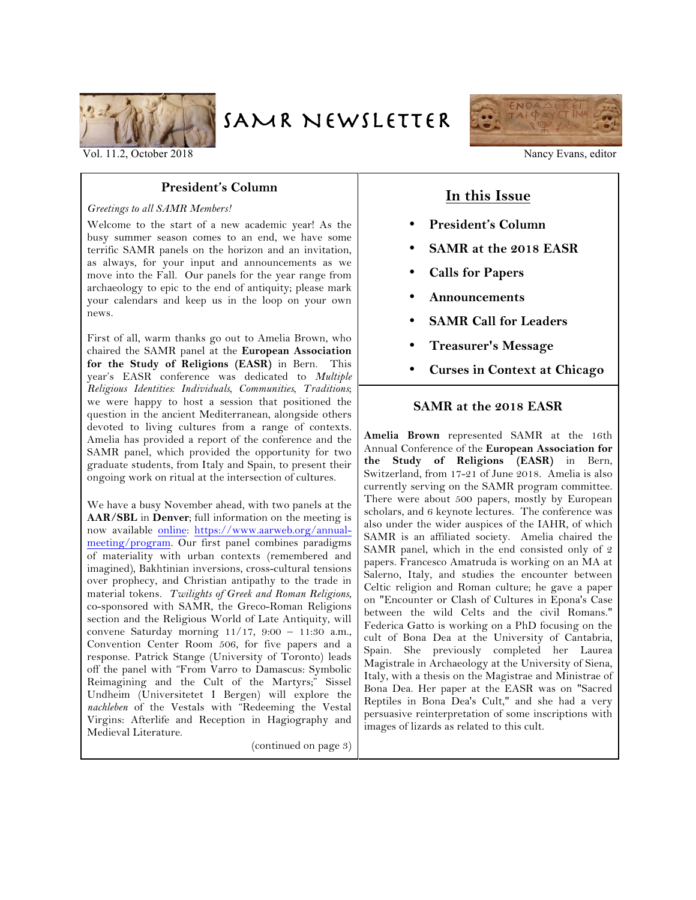# SAMR Newsletter

Vol. 11.2, October 2018

Nancy Evans, editor

## President's Column

*Greetings to all SAMR Members!*

Welcome to the start of a new academic year! As the busy summer season comes to an end, we have some terrific SAMR panels on the horizon and an invitation, as always, for your input and announcements as we move into the Fall. Our panels for the year range from archaeology to epic to the end of antiquity; please mark your calendars and keep us in the loop on your own news.

First of all, warm thanks go out to Amelia Brown, who chaired the SAMR panel at the **European Association for the Study of Religions (EASR)** in Bern. This year's EASR conference was dedicated to *Multiple Religious Identities: Individuals, Communities, Traditions*; we were happy to host a session that positioned the question in the ancient Mediterranean, alongside others devoted to living cultures from a range of contexts. Amelia has provided a report of the conference and the SAMR panel, which provided the opportunity for two graduate students, from Italy and Spain, to present their ongoing work on ritual at the intersection of cultures.

We have a busy November ahead, with two panels at the **AAR/SBL** in **Denver**; full information on the meeting is now available online: https://www.aarweb.org/annual-meeting/program. Our first panel combines paradigms of materiality with urban contexts (remembered and imagined), Bakhtinian inversions, cross-cultural tensions over prophecy, and Christian antipathy to the trade in material tokens. *Twilights of Greek and Roman Religions*, co-sponsored with SAMR, the Greco-Roman Religions section and the Religious World of Late Antiquity, will convene Saturday morning 11/17, 9:00 – 11:30 a.m., Convention Center Room 506, for five papers and a response. Patrick Stange (University of Toronto) leads off the panel with "From Varro to Damascus: Symbolic Reimagining and the Cult of the Martyrs;" Sissel Undheim (Universitetet I Bergen) will explore the *nachleben* of the Vestals with "Redeeming the Vestal Virgins: Afterlife and Reception in Hagiography and Medieval Literature.

(continued on page 3)

## In this Issue

- **President's Column**
- **SAMR at the 2018 EASR**
- **Calls for Papers**
- **Announcements**
- **SAMR Call for Leaders**
- **Treasurer's Message**
- **Curses in Context at Chicago**

## SAMR at the 2018 EASR

**Amelia Brown** represented SAMR at the 16th Annual Conference of the **European Association for the Study of Religions (EASR)** in Bern, Switzerland, from 17-21 of June 2018. Amelia is also currently serving on the SAMR program committee. There were about 500 papers, mostly by European scholars, and 6 keynote lectures. The conference was also under the wider auspices of the IAHR, of which SAMR is an affiliated society. Amelia chaired the SAMR panel, which in the end consisted only of 2 papers. Francesco Amatruda is working on an MA at Salerno, Italy, and studies the encounter between Celtic religion and Roman culture; he gave a paper on "Encounter or Clash of Cultures in Epona's Case between the wild Celts and the civil Romans." Federica Gatto is working on a PhD focusing on the cult of Bona Dea at the University of Cantabria, Spain. She previously completed her Laurea Magistrale in Archaeology at the University of Siena, Italy, with a thesis on the Magistrae and Ministrae of Bona Dea. Her paper at the EASR was on "Sacred Reptiles in Bona Dea's Cult," and she had a very persuasive reinterpretation of some inscriptions with images of lizards as related to this cult.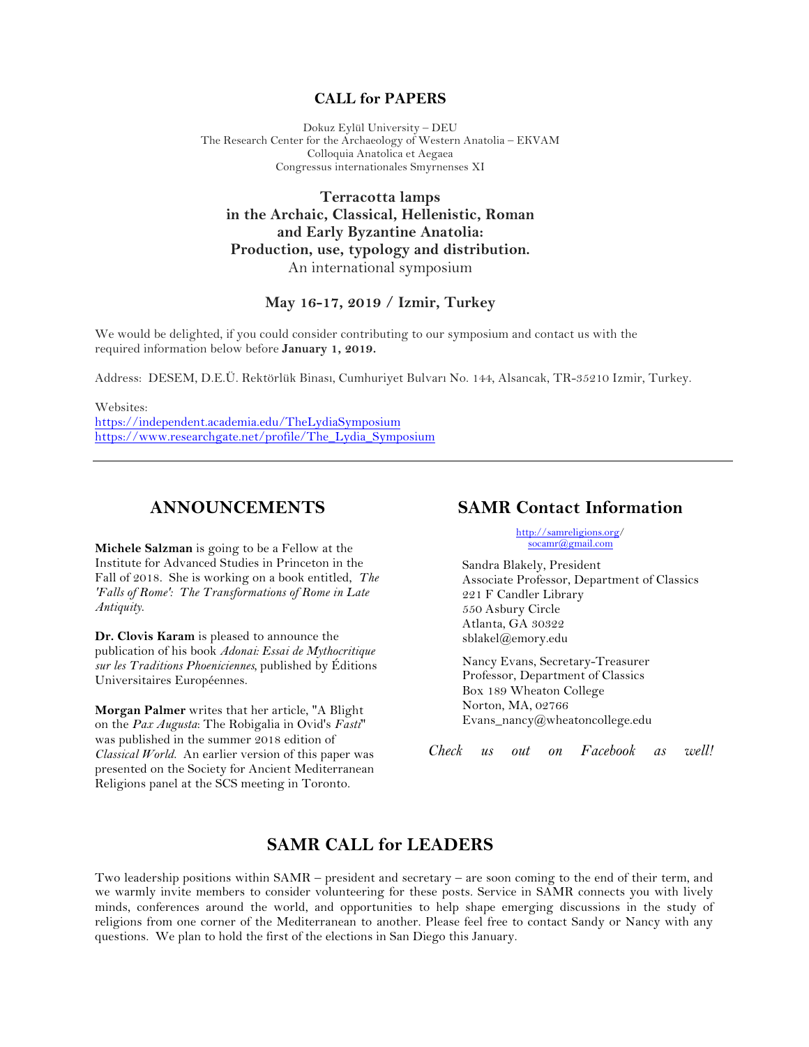## CALL for PAPERS

Dokuz Eylül University – DEU
The Research Center for the Archaeology of Western Anatolia – EKVAM
Colloquia Anatolica et Aegaea
Congressus internationales Smyrnenses XI

### Terracotta lamps in the Archaic, Classical, Hellenistic, Roman and Early Byzantine Anatolia: Production, use, typology and distribution.

An international symposium

**May 16-17, 2019 / Izmir, Turkey**

We would be delighted, if you could consider contributing to our symposium and contact us with the required information below before **January 1, 2019.**

Address: DESEM, D.E.Ü. Rektörlük Binası, Cumhuriyet Bulvarı No. 144, Alsancak, TR-35210 Izmir, Turkey.

Websites:
https://independent.academia.edu/TheLydiaSymposium
https://www.researchgate.net/profile/The_Lydia_Symposium

---

## ANNOUNCEMENTS

**Michele Salzman** is going to be a Fellow at the Institute for Advanced Studies in Princeton in the Fall of 2018. She is working on a book entitled, *The 'Falls of Rome': The Transformations of Rome in Late Antiquity.*

**Dr. Clovis Karam** is pleased to announce the publication of his book *Adonai: Essai de Mythocritique sur les Traditions Phoeniciennes*, published by Éditions Universitaires Européennes.

**Morgan Palmer** writes that her article, "A Blight on the *Pax Augusta*: The Robigalia in Ovid's *Fasti*" was published in the summer 2018 edition of *Classical World.* An earlier version of this paper was presented on the Society for Ancient Mediterranean Religions panel at the SCS meeting in Toronto.

## SAMR Contact Information

http://samreligions.org/
socamr@gmail.com

Sandra Blakely, President
Associate Professor, Department of Classics
221 F Candler Library
550 Asbury Circle
Atlanta, GA 30322
sblakel@emory.edu

Nancy Evans, Secretary-Treasurer
Professor, Department of Classics
Box 189 Wheaton College
Norton, MA, 02766
Evans_nancy@wheatoncollege.edu

*Check us out on Facebook as well!*

## SAMR CALL for LEADERS

Two leadership positions within SAMR – president and secretary – are soon coming to the end of their term, and we warmly invite members to consider volunteering for these posts. Service in SAMR connects you with lively minds, conferences around the world, and opportunities to help shape emerging discussions in the study of religions from one corner of the Mediterranean to another. Please feel free to contact Sandy or Nancy with any questions. We plan to hold the first of the elections in San Diego this January.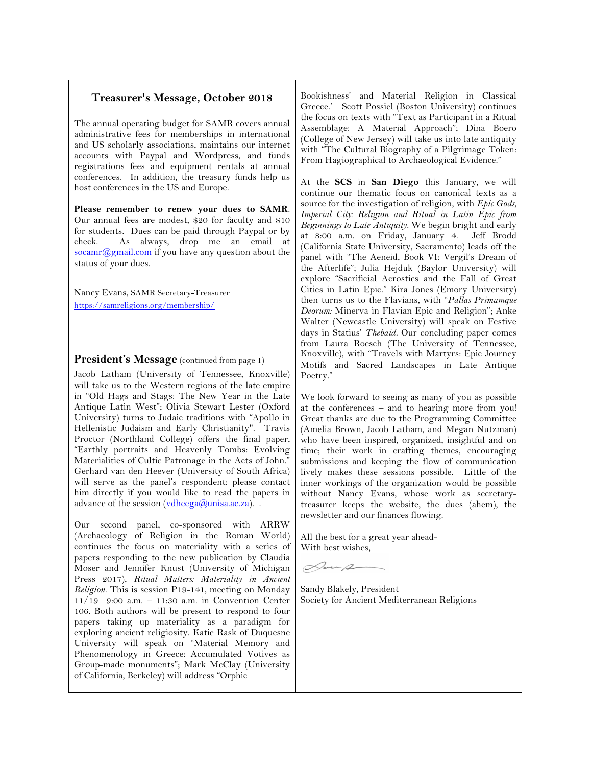## Treasurer's Message, October 2018

The annual operating budget for SAMR covers annual administrative fees for memberships in international and US scholarly associations, maintains our internet accounts with Paypal and Wordpress, and funds registrations fees and equipment rentals at annual conferences. In addition, the treasury funds help us host conferences in the US and Europe.

**Please remember to renew your dues to SAMR**. Our annual fees are modest, $20 for faculty and $10 for students. Dues can be paid through Paypal or by check. As always, drop me an email at socamr@gmail.com if you have any question about the status of your dues.

Nancy Evans, SAMR Secretary-Treasurer
https://samreligions.org/membership/

## President's Message (continued from page 1)

Jacob Latham (University of Tennessee, Knoxville) will take us to the Western regions of the late empire in "Old Hags and Stags: The New Year in the Late Antique Latin West"; Olivia Stewart Lester (Oxford University) turns to Judaic traditions with "Apollo in Hellenistic Judaism and Early Christianity". Travis Proctor (Northland College) offers the final paper, "Earthly portraits and Heavenly Tombs: Evolving Materialities of Cultic Patronage in the Acts of John." Gerhard van den Heever (University of South Africa) will serve as the panel's respondent: please contact him directly if you would like to read the papers in advance of the session (vdheega@unisa.ac.za). .

Our second panel, co-sponsored with ARRW (Archaeology of Religion in the Roman World) continues the focus on materiality with a series of papers responding to the new publication by Claudia Moser and Jennifer Knust (University of Michigan Press 2017), *Ritual Matters: Materiality in Ancient Religion.* This is session P19-141, meeting on Monday 11/19 9:00 a.m. – 11:30 a.m. in Convention Center 106. Both authors will be present to respond to four papers taking up materiality as a paradigm for exploring ancient religiosity. Katie Rask of Duquesne University will speak on "Material Memory and Phenomenology in Greece: Accumulated Votives as Group-made monuments"; Mark McClay (University of California, Berkeley) will address "Orphic Bookishness' and Material Religion in Classical Greece.' Scott Possiel (Boston University) continues the focus on texts with "Text as Participant in a Ritual Assemblage: A Material Approach"; Dina Boero (College of New Jersey) will take us into late antiquity with "The Cultural Biography of a Pilgrimage Token: From Hagiographical to Archaeological Evidence."

At the **SCS** in **San Diego** this January, we will continue our thematic focus on canonical texts as a source for the investigation of religion, with *Epic Gods, Imperial City: Religion and Ritual in Latin Epic from Beginnings to Late Antiquity.* We begin bright and early at 8:00 a.m. on Friday, January 4. Jeff Brodd (California State University, Sacramento) leads off the panel with "The Aeneid, Book VI: Vergil's Dream of the Afterlife"; Julia Hejduk (Baylor University) will explore "Sacrificial Acrostics and the Fall of Great Cities in Latin Epic." Kira Jones (Emory University) then turns us to the Flavians, with "*Pallas Primamque Deorum:* Minerva in Flavian Epic and Religion"; Anke Walter (Newcastle University) will speak on Festive days in Statius' *Thebaid.* Our concluding paper comes from Laura Roesch (The University of Tennessee, Knoxville), with "Travels with Martyrs: Epic Journey Motifs and Sacred Landscapes in Late Antique Poetry."

We look forward to seeing as many of you as possible at the conferences – and to hearing more from you! Great thanks are due to the Programming Committee (Amelia Brown, Jacob Latham, and Megan Nutzman) who have been inspired, organized, insightful and on time; their work in crafting themes, encouraging submissions and keeping the flow of communication lively makes these sessions possible. Little of the inner workings of the organization would be possible without Nancy Evans, whose work as secretary-treasurer keeps the website, the dues (ahem), the newsletter and our finances flowing.

All the best for a great year ahead-
With best wishes,

Sandy Blakely, President
Society for Ancient Mediterranean Religions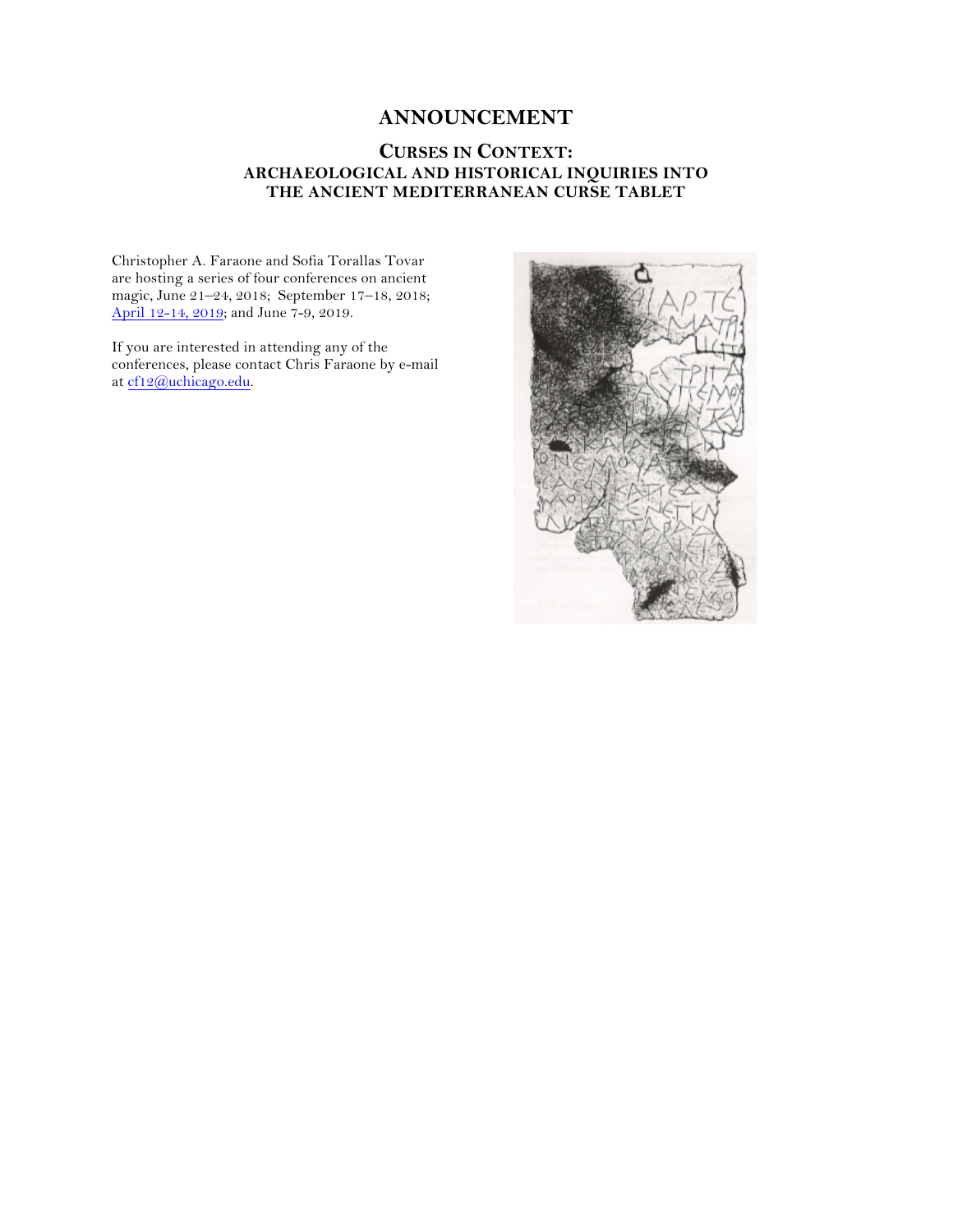# ANNOUNCEMENT

## Curses in Context:
### ARCHAEOLOGICAL AND HISTORICAL INQUIRIES INTO THE ANCIENT MEDITERRANEAN CURSE TABLET

Christopher A. Faraone and Sofia Torallas Tovar are hosting a series of four conferences on ancient magic, June 21–24, 2018; September 17–18, 2018; April 12-14, 2019; and June 7-9, 2019.

If you are interested in attending any of the conferences, please contact Chris Faraone by e-mail at cf12@uchicago.edu.